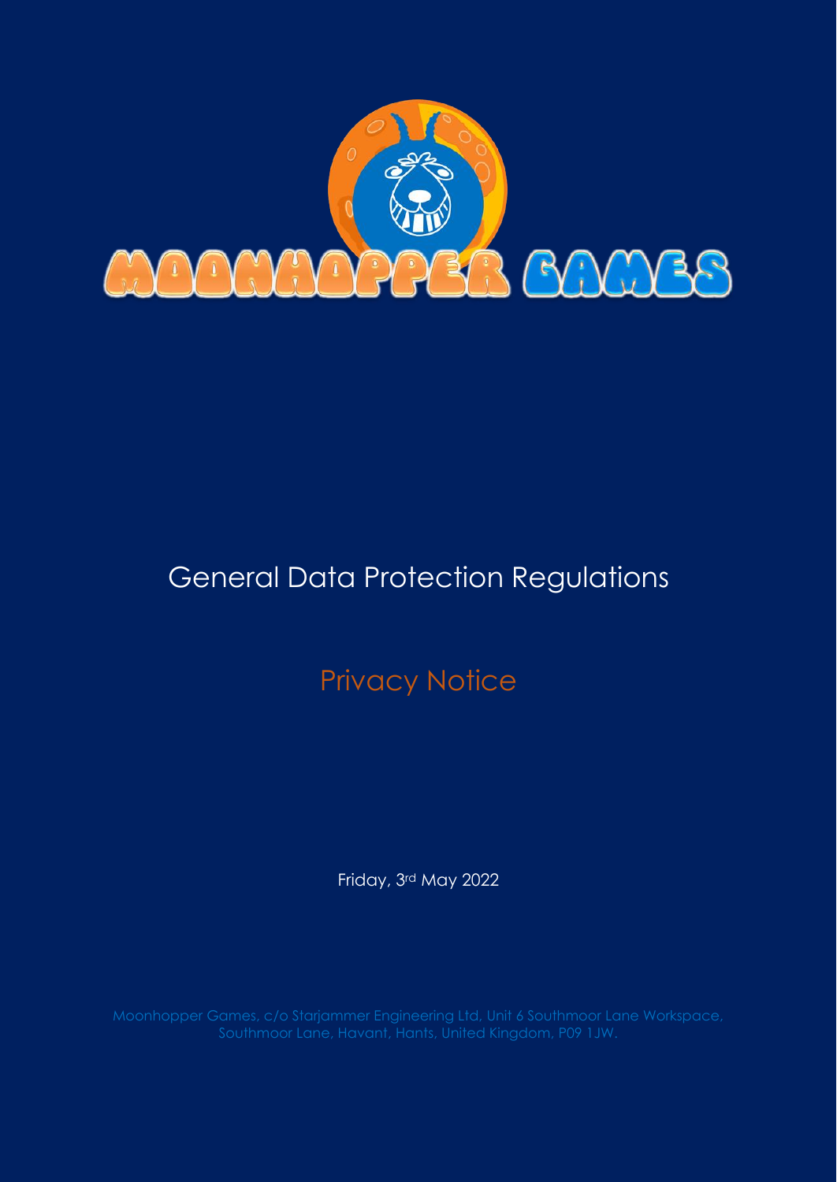MOONHOPPER GAMES

# General Data Protection Regulations

## Privacy Notice

Friday, 3rd May 2022

Moonhopper Games, c/o Starjammer Engineering Ltd, Unit 6 Southmoor Lane Workspace, Southmoor Lane, Havant, Hants, United Kingdom, P09 1JW.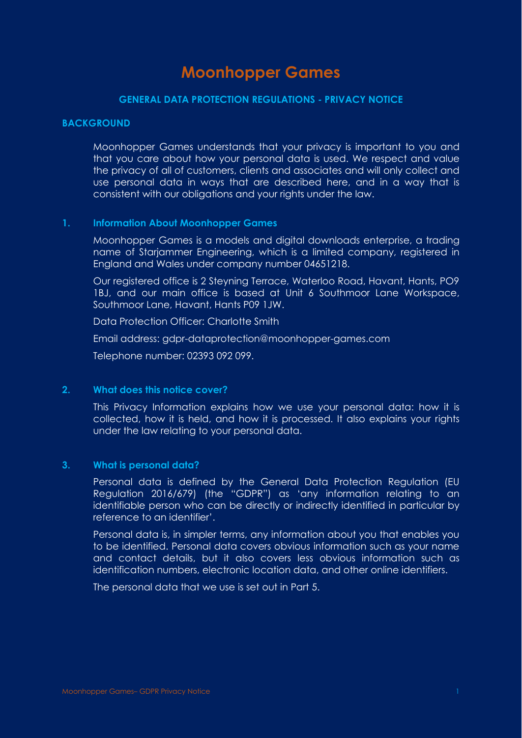# Moonhopper Games

### GENERAL DATA PROTECTION REGULATIONS - PRIVACY NOTICE

## BACKGROUND

Moonhopper Games understands that your privacy is important to you and that you care about how your personal data is used. We respect and value the privacy of all of customers, clients and associates and will only collect and use personal data in ways that are described here, and in a way that is consistent with our obligations and your rights under the law.

## 1. Information About Moonhopper Games

Moonhopper Games is a models and digital downloads enterprise, a trading name of Starjammer Engineering, which is a limited company, registered in England and Wales under company number 04651218.

Our registered office is 2 Steyning Terrace, Waterloo Road, Havant, Hants, PO9 1BJ, and our main office is based at Unit 6 Southmoor Lane Workspace, Southmoor Lane, Havant, Hants P09 1JW.

Data Protection Officer: Charlotte Smith

Email address: gdpr-dataprotection@moonhopper-games.com

Telephone number: 02393 092 099.

## 2. What does this notice cover?

This Privacy Information explains how we use your personal data: how it is collected, how it is held, and how it is processed. It also explains your rights under the law relating to your personal data.

## 3. What is personal data?

Personal data is defined by the General Data Protection Regulation (EU Regulation 2016/679) (the "GDPR") as 'any information relating to an identifiable person who can be directly or indirectly identified in particular by reference to an identifier'.

Personal data is, in simpler terms, any information about you that enables you to be identified. Personal data covers obvious information such as your name and contact details, but it also covers less obvious information such as identification numbers, electronic location data, and other online identifiers.

The personal data that we use is set out in Part 5.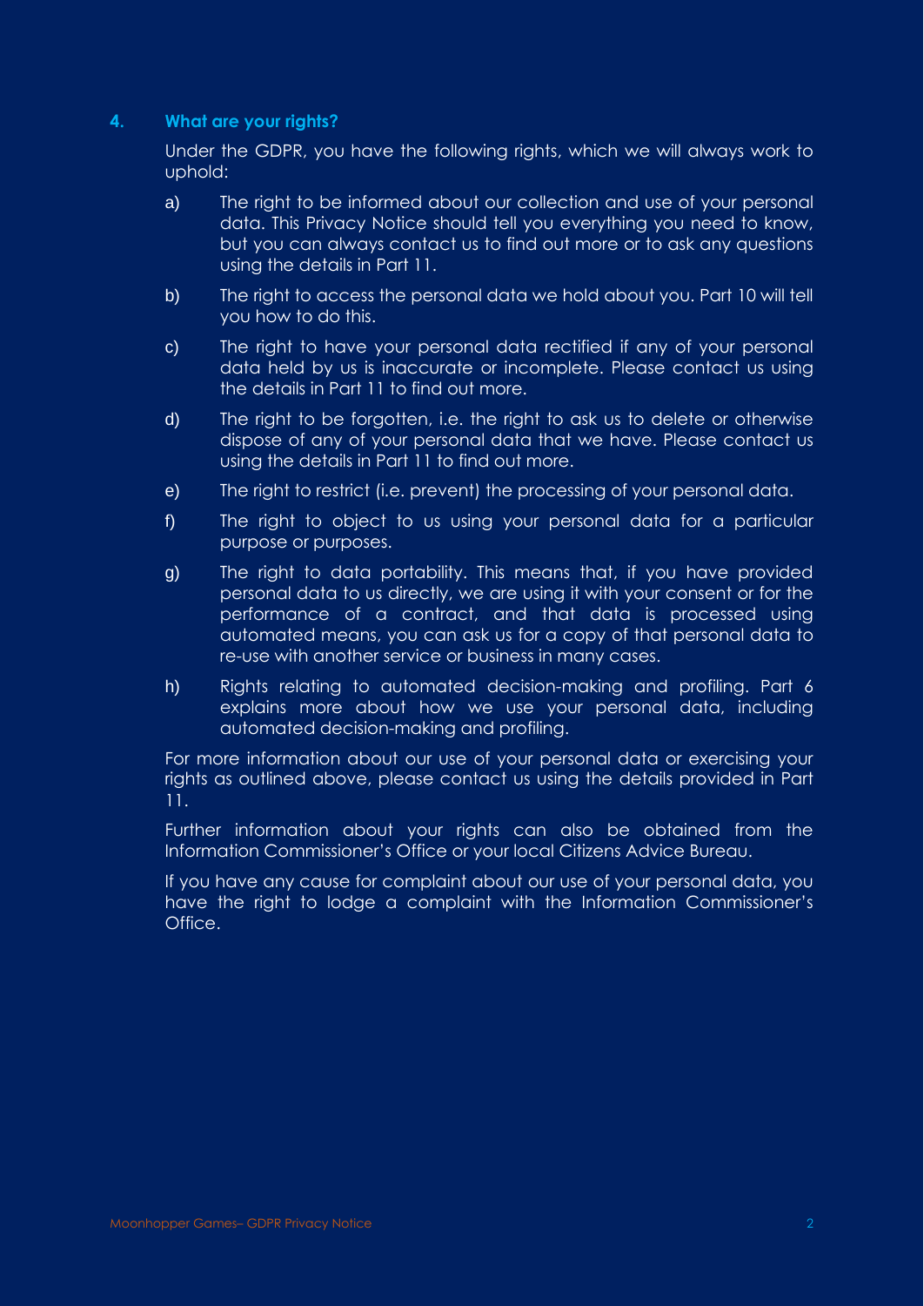## 4. What are your rights?

Under the GDPR, you have the following rights, which we will always work to uphold:

a) The right to be informed about our collection and use of your personal data. This Privacy Notice should tell you everything you need to know, but you can always contact us to find out more or to ask any questions using the details in Part 11.

b) The right to access the personal data we hold about you. Part 10 will tell you how to do this.

c) The right to have your personal data rectified if any of your personal data held by us is inaccurate or incomplete. Please contact us using the details in Part 11 to find out more.

d) The right to be forgotten, i.e. the right to ask us to delete or otherwise dispose of any of your personal data that we have. Please contact us using the details in Part 11 to find out more.

e) The right to restrict (i.e. prevent) the processing of your personal data.

f) The right to object to us using your personal data for a particular purpose or purposes.

g) The right to data portability. This means that, if you have provided personal data to us directly, we are using it with your consent or for the performance of a contract, and that data is processed using automated means, you can ask us for a copy of that personal data to re-use with another service or business in many cases.

h) Rights relating to automated decision-making and profiling. Part 6 explains more about how we use your personal data, including automated decision-making and profiling.

For more information about our use of your personal data or exercising your rights as outlined above, please contact us using the details provided in Part 11.

Further information about your rights can also be obtained from the Information Commissioner's Office or your local Citizens Advice Bureau.

If you have any cause for complaint about our use of your personal data, you have the right to lodge a complaint with the Information Commissioner's Office.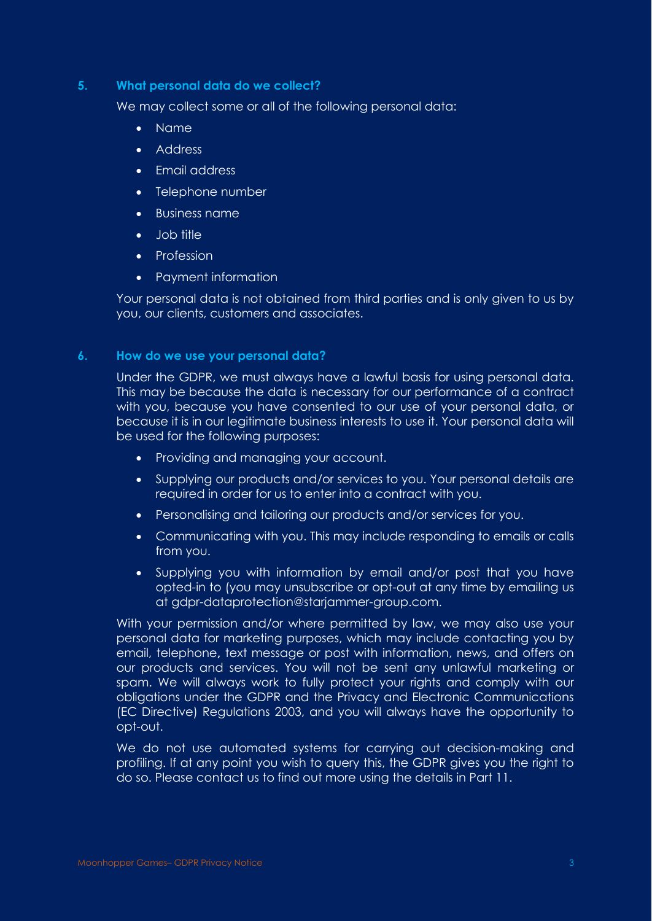## 5. What personal data do we collect?

We may collect some or all of the following personal data:

- Name
- Address
- Email address
- Telephone number
- Business name
- Job title
- Profession
- Payment information

Your personal data is not obtained from third parties and is only given to us by you, our clients, customers and associates.

## 6. How do we use your personal data?

Under the GDPR, we must always have a lawful basis for using personal data. This may be because the data is necessary for our performance of a contract with you, because you have consented to our use of your personal data, or because it is in our legitimate business interests to use it. Your personal data will be used for the following purposes:

- Providing and managing your account.
- Supplying our products and/or services to you. Your personal details are required in order for us to enter into a contract with you.
- Personalising and tailoring our products and/or services for you.
- Communicating with you. This may include responding to emails or calls from you.
- Supplying you with information by email and/or post that you have opted-in to (you may unsubscribe or opt-out at any time by emailing us at gdpr-dataprotection@starjammer-group.com.

With your permission and/or where permitted by law, we may also use your personal data for marketing purposes, which may include contacting you by email, telephone, text message or post with information, news, and offers on our products and services. You will not be sent any unlawful marketing or spam. We will always work to fully protect your rights and comply with our obligations under the GDPR and the Privacy and Electronic Communications (EC Directive) Regulations 2003, and you will always have the opportunity to opt-out.

We do not use automated systems for carrying out decision-making and profiling. If at any point you wish to query this, the GDPR gives you the right to do so. Please contact us to find out more using the details in Part 11.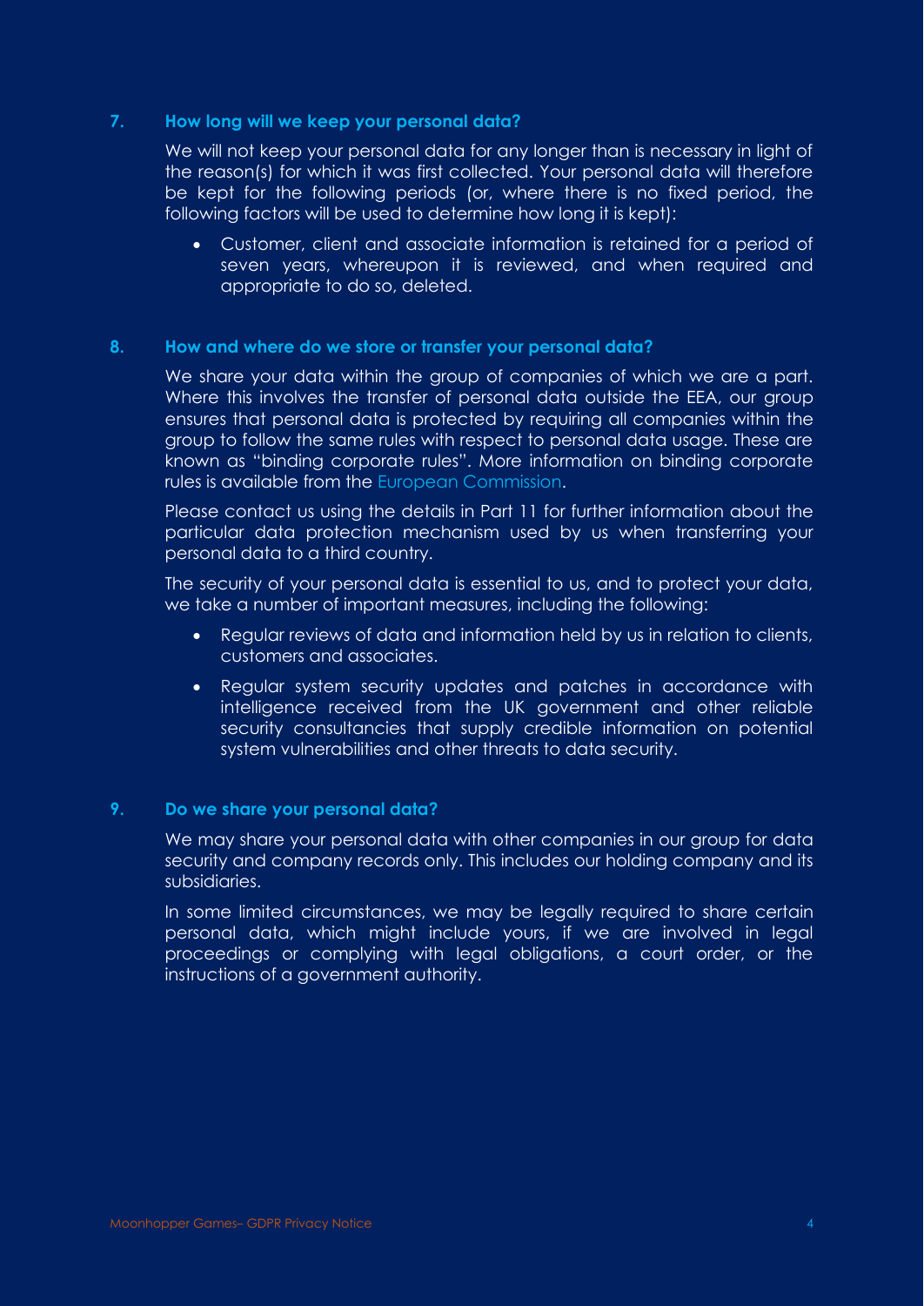## 7. How long will we keep your personal data?

We will not keep your personal data for any longer than is necessary in light of the reason(s) for which it was first collected. Your personal data will therefore be kept for the following periods (or, where there is no fixed period, the following factors will be used to determine how long it is kept):

- Customer, client and associate information is retained for a period of seven years, whereupon it is reviewed, and when required and appropriate to do so, deleted.

## 8. How and where do we store or transfer your personal data?

We share your data within the group of companies of which we are a part. Where this involves the transfer of personal data outside the EEA, our group ensures that personal data is protected by requiring all companies within the group to follow the same rules with respect to personal data usage. These are known as "binding corporate rules". More information on binding corporate rules is available from the European Commission.

Please contact us using the details in Part 11 for further information about the particular data protection mechanism used by us when transferring your personal data to a third country.

The security of your personal data is essential to us, and to protect your data, we take a number of important measures, including the following:

- Regular reviews of data and information held by us in relation to clients, customers and associates.
- Regular system security updates and patches in accordance with intelligence received from the UK government and other reliable security consultancies that supply credible information on potential system vulnerabilities and other threats to data security.

## 9. Do we share your personal data?

We may share your personal data with other companies in our group for data security and company records only. This includes our holding company and its subsidiaries.

In some limited circumstances, we may be legally required to share certain personal data, which might include yours, if we are involved in legal proceedings or complying with legal obligations, a court order, or the instructions of a government authority.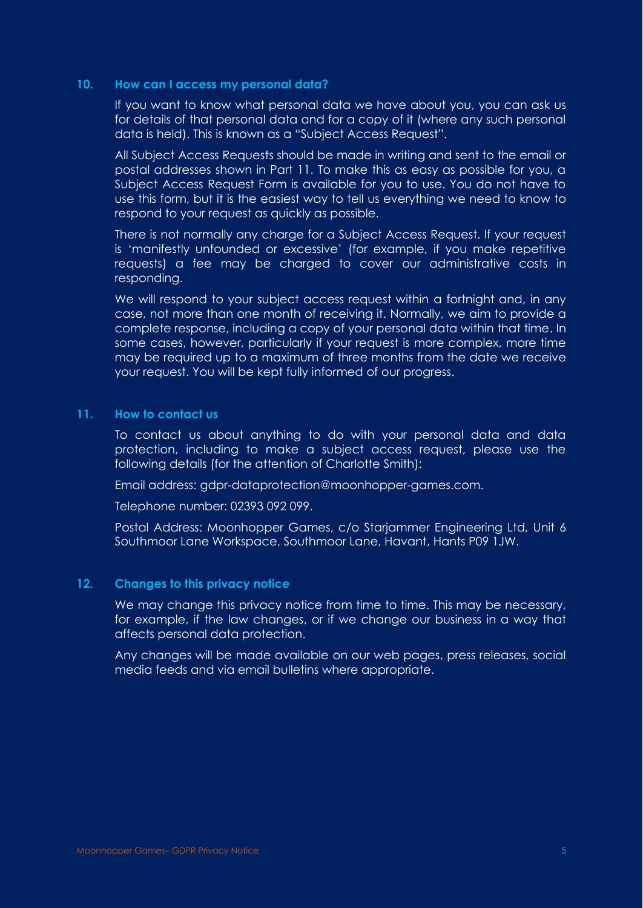## 10. How can I access my personal data?

If you want to know what personal data we have about you, you can ask us for details of that personal data and for a copy of it (where any such personal data is held). This is known as a "Subject Access Request".

All Subject Access Requests should be made in writing and sent to the email or postal addresses shown in Part 11. To make this as easy as possible for you, a Subject Access Request Form is available for you to use. You do not have to use this form, but it is the easiest way to tell us everything we need to know to respond to your request as quickly as possible.

There is not normally any charge for a Subject Access Request. If your request is 'manifestly unfounded or excessive' (for example, if you make repetitive requests) a fee may be charged to cover our administrative costs in responding.

We will respond to your subject access request within a fortnight and, in any case, not more than one month of receiving it. Normally, we aim to provide a complete response, including a copy of your personal data within that time. In some cases, however, particularly if your request is more complex, more time may be required up to a maximum of three months from the date we receive your request. You will be kept fully informed of our progress.

## 11. How to contact us

To contact us about anything to do with your personal data and data protection, including to make a subject access request, please use the following details (for the attention of Charlotte Smith):

Email address: gdpr-dataprotection@moonhopper-games.com.

Telephone number: 02393 092 099.

Postal Address: Moonhopper Games, c/o Starjammer Engineering Ltd, Unit 6 Southmoor Lane Workspace, Southmoor Lane, Havant, Hants P09 1JW.

## 12. Changes to this privacy notice

We may change this privacy notice from time to time. This may be necessary, for example, if the law changes, or if we change our business in a way that affects personal data protection.

Any changes will be made available on our web pages, press releases, social media feeds and via email bulletins where appropriate.